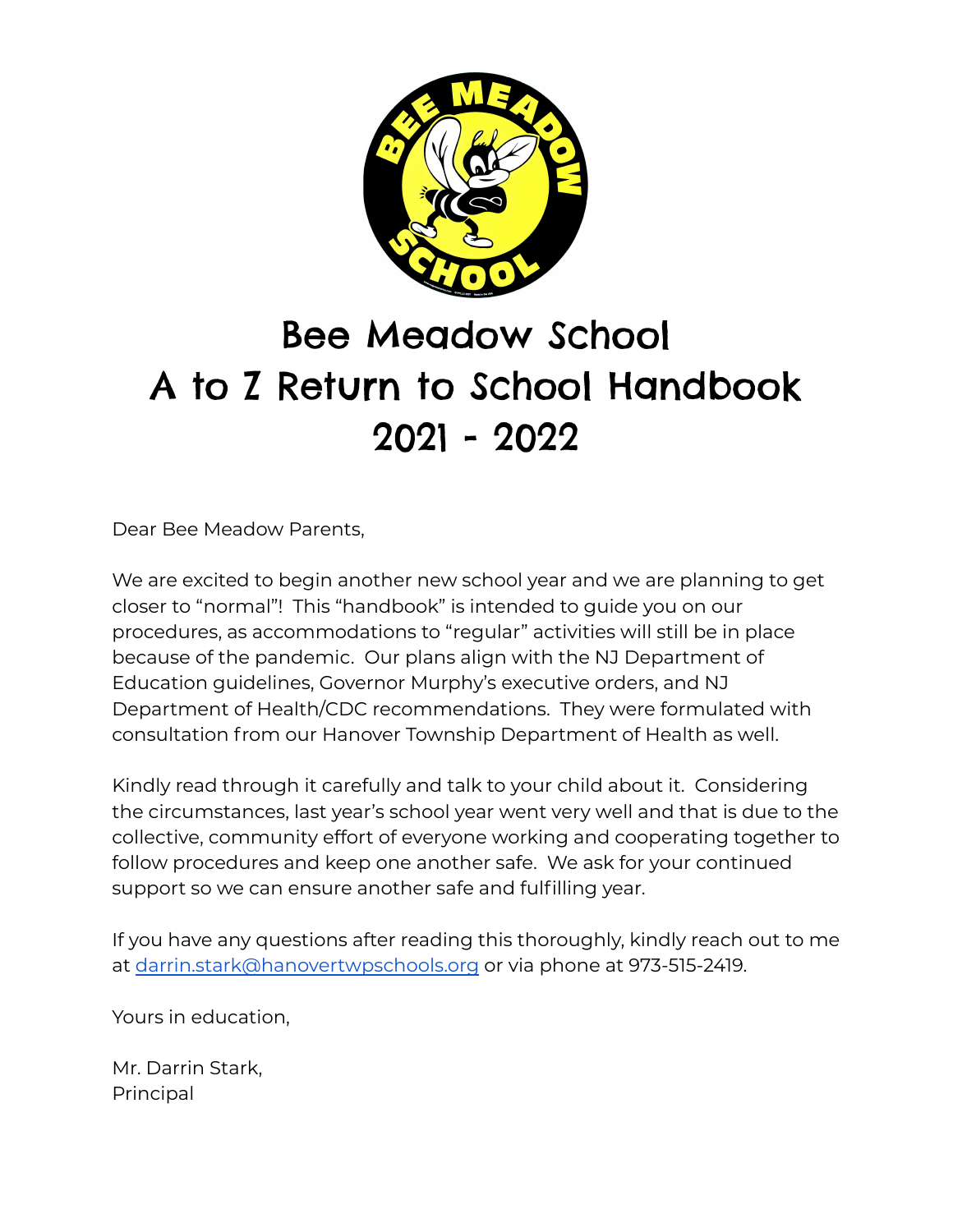# Bee Meadow School
# A to Z Return to School Handbook
# 2021 - 2022

Dear Bee Meadow Parents,

We are excited to begin another new school year and we are planning to get closer to "normal"! This "handbook" is intended to guide you on our procedures, as accommodations to "regular" activities will still be in place because of the pandemic. Our plans align with the NJ Department of Education guidelines, Governor Murphy's executive orders, and NJ Department of Health/CDC recommendations. They were formulated with consultation from our Hanover Township Department of Health as well.

Kindly read through it carefully and talk to your child about it. Considering the circumstances, last year's school year went very well and that is due to the collective, community effort of everyone working and cooperating together to follow procedures and keep one another safe. We ask for your continued support so we can ensure another safe and fulfilling year.

If you have any questions after reading this thoroughly, kindly reach out to me at darrin.stark@hanovertwpschools.org or via phone at 973-515-2419.

Yours in education,

Mr. Darrin Stark,
Principal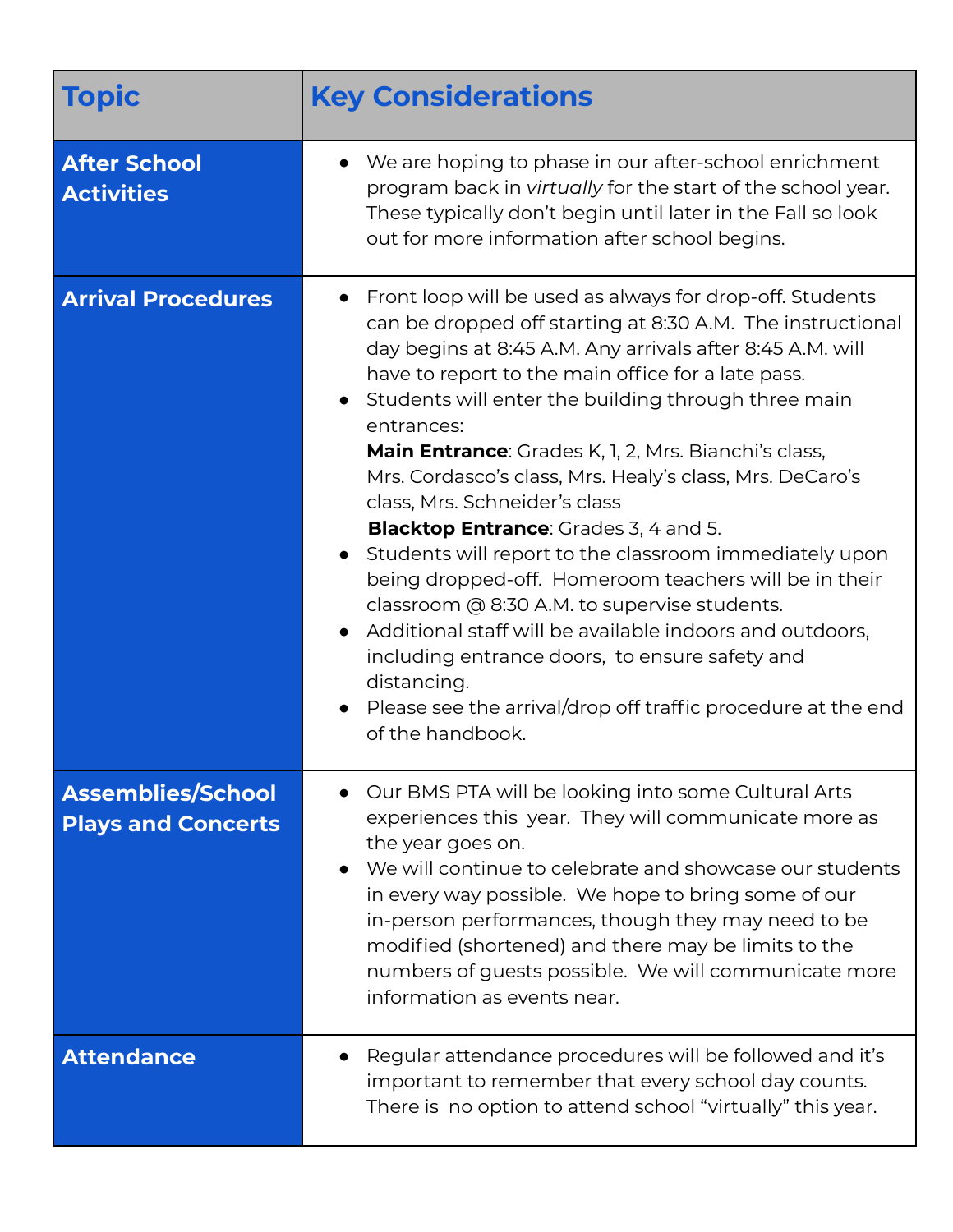| Topic | Key Considerations |
| --- | --- |
| **After School Activities** | • We are hoping to phase in our after-school enrichment program back in *virtually* for the start of the school year. These typically don't begin until later in the Fall so look out for more information after school begins. |
| **Arrival Procedures** | • Front loop will be used as always for drop-off. Students can be dropped off starting at 8:30 A.M. The instructional day begins at 8:45 A.M. Any arrivals after 8:45 A.M. will have to report to the main office for a late pass.<br>• Students will enter the building through three main entrances:<br>**Main Entrance**: Grades K, 1, 2, Mrs. Bianchi's class, Mrs. Cordasco's class, Mrs. Healy's class, Mrs. DeCaro's class, Mrs. Schneider's class<br>**Blacktop Entrance**: Grades 3, 4 and 5.<br>• Students will report to the classroom immediately upon being dropped-off. Homeroom teachers will be in their classroom @ 8:30 A.M. to supervise students.<br>• Additional staff will be available indoors and outdoors, including entrance doors, to ensure safety and distancing.<br>• Please see the arrival/drop off traffic procedure at the end of the handbook. |
| **Assemblies/School Plays and Concerts** | • Our BMS PTA will be looking into some Cultural Arts experiences this year. They will communicate more as the year goes on.<br>• We will continue to celebrate and showcase our students in every way possible. We hope to bring some of our in-person performances, though they may need to be modified (shortened) and there may be limits to the numbers of guests possible. We will communicate more information as events near. |
| **Attendance** | • Regular attendance procedures will be followed and it's important to remember that every school day counts. There is no option to attend school "virtually" this year. |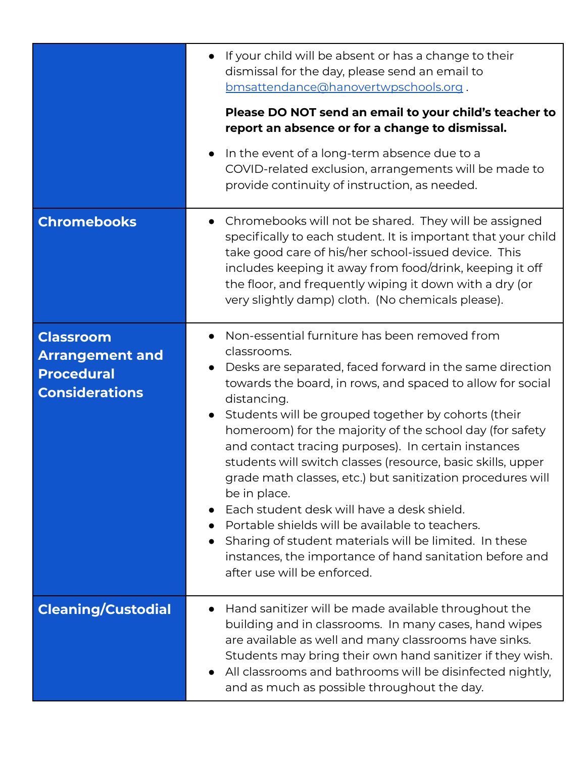| | |
|---|---|
| | • If your child will be absent or has a change to their dismissal for the day, please send an email to bmsattendance@hanovertwpschools.org .<br><br>**Please DO NOT send an email to your child's teacher to report an absence or for a change to dismissal.**<br><br>• In the event of a long-term absence due to a COVID-related exclusion, arrangements will be made to provide continuity of instruction, as needed. |
| **Chromebooks** | • Chromebooks will not be shared. They will be assigned specifically to each student. It is important that your child take good care of his/her school-issued device. This includes keeping it away from food/drink, keeping it off the floor, and frequently wiping it down with a dry (or very slightly damp) cloth. (No chemicals please). |
| **Classroom Arrangement and Procedural Considerations** | • Non-essential furniture has been removed from classrooms.<br>• Desks are separated, faced forward in the same direction towards the board, in rows, and spaced to allow for social distancing.<br>• Students will be grouped together by cohorts (their homeroom) for the majority of the school day (for safety and contact tracing purposes). In certain instances students will switch classes (resource, basic skills, upper grade math classes, etc.) but sanitization procedures will be in place.<br>• Each student desk will have a desk shield.<br>• Portable shields will be available to teachers.<br>• Sharing of student materials will be limited. In these instances, the importance of hand sanitation before and after use will be enforced. |
| **Cleaning/Custodial** | • Hand sanitizer will be made available throughout the building and in classrooms. In many cases, hand wipes are available as well and many classrooms have sinks. Students may bring their own hand sanitizer if they wish.<br>• All classrooms and bathrooms will be disinfected nightly, and as much as possible throughout the day. |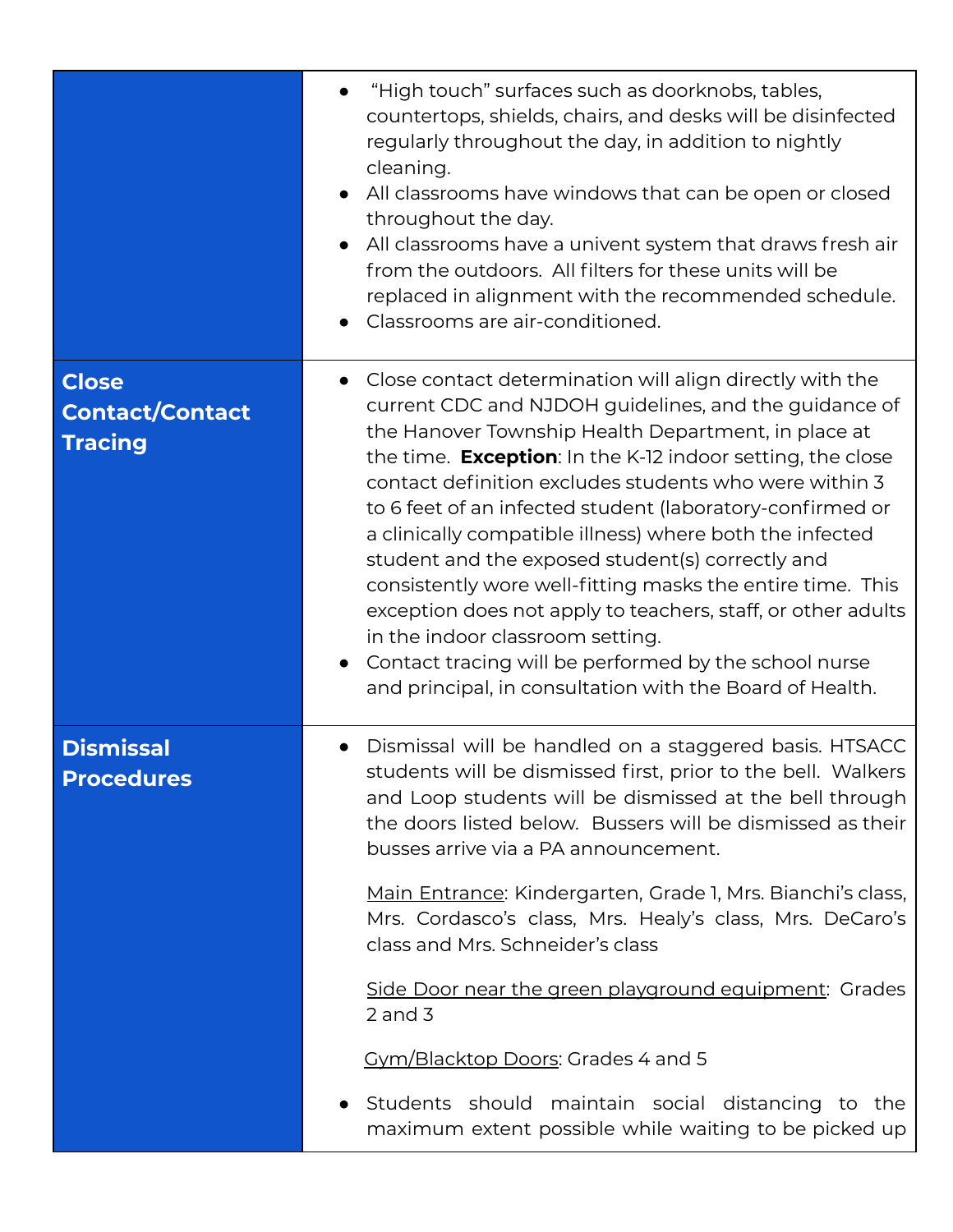| | |
|---|---|
| | • "High touch" surfaces such as doorknobs, tables, countertops, shields, chairs, and desks will be disinfected regularly throughout the day, in addition to nightly cleaning.<br>• All classrooms have windows that can be open or closed throughout the day.<br>• All classrooms have a univent system that draws fresh air from the outdoors. All filters for these units will be replaced in alignment with the recommended schedule.<br>• Classrooms are air-conditioned. |
| **Close Contact/Contact Tracing** | • Close contact determination will align directly with the current CDC and NJDOH guidelines, and the guidance of the Hanover Township Health Department, in place at the time. **Exception**: In the K-12 indoor setting, the close contact definition excludes students who were within 3 to 6 feet of an infected student (laboratory-confirmed or a clinically compatible illness) where both the infected student and the exposed student(s) correctly and consistently wore well-fitting masks the entire time. This exception does not apply to teachers, staff, or other adults in the indoor classroom setting.<br>• Contact tracing will be performed by the school nurse and principal, in consultation with the Board of Health. |
| **Dismissal Procedures** | • Dismissal will be handled on a staggered basis. HTSACC students will be dismissed first, prior to the bell. Walkers and Loop students will be dismissed at the bell through the doors listed below. Bussers will be dismissed as their busses arrive via a PA announcement.<br><br><u>Main Entrance</u>: Kindergarten, Grade 1, Mrs. Bianchi's class, Mrs. Cordasco's class, Mrs. Healy's class, Mrs. DeCaro's class and Mrs. Schneider's class<br><br><u>Side Door near the green playground equipment</u>: Grades 2 and 3<br><br><u>Gym/Blacktop Doors</u>: Grades 4 and 5<br><br>• Students should maintain social distancing to the maximum extent possible while waiting to be picked up |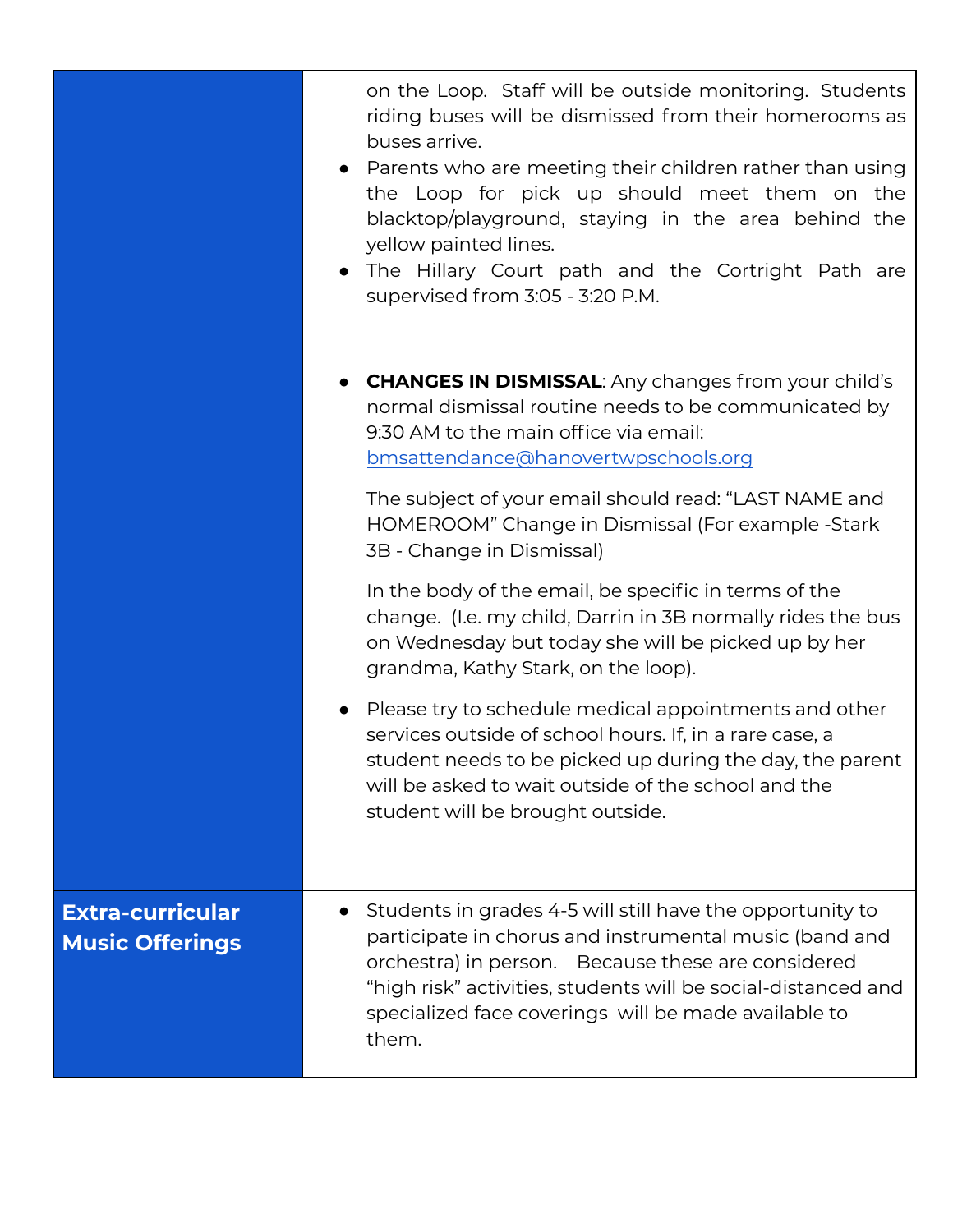| | |
|---|---|
| | on the Loop. Staff will be outside monitoring. Students riding buses will be dismissed from their homerooms as buses arrive.<br>• Parents who are meeting their children rather than using the Loop for pick up should meet them on the blacktop/playground, staying in the area behind the yellow painted lines.<br>• The Hillary Court path and the Cortright Path are supervised from 3:05 - 3:20 P.M.<br><br>• **CHANGES IN DISMISSAL**: Any changes from your child's normal dismissal routine needs to be communicated by 9:30 AM to the main office via email: bmsattendance@hanovertwpschools.org<br><br>The subject of your email should read: "LAST NAME and HOMEROOM" Change in Dismissal (For example -Stark 3B - Change in Dismissal)<br><br>In the body of the email, be specific in terms of the change. (I.e. my child, Darrin in 3B normally rides the bus on Wednesday but today she will be picked up by her grandma, Kathy Stark, on the loop).<br><br>• Please try to schedule medical appointments and other services outside of school hours. If, in a rare case, a student needs to be picked up during the day, the parent will be asked to wait outside of the school and the student will be brought outside. |
| **Extra-curricular Music Offerings** | • Students in grades 4-5 will still have the opportunity to participate in chorus and instrumental music (band and orchestra) in person. Because these are considered "high risk" activities, students will be social-distanced and specialized face coverings will be made available to them. |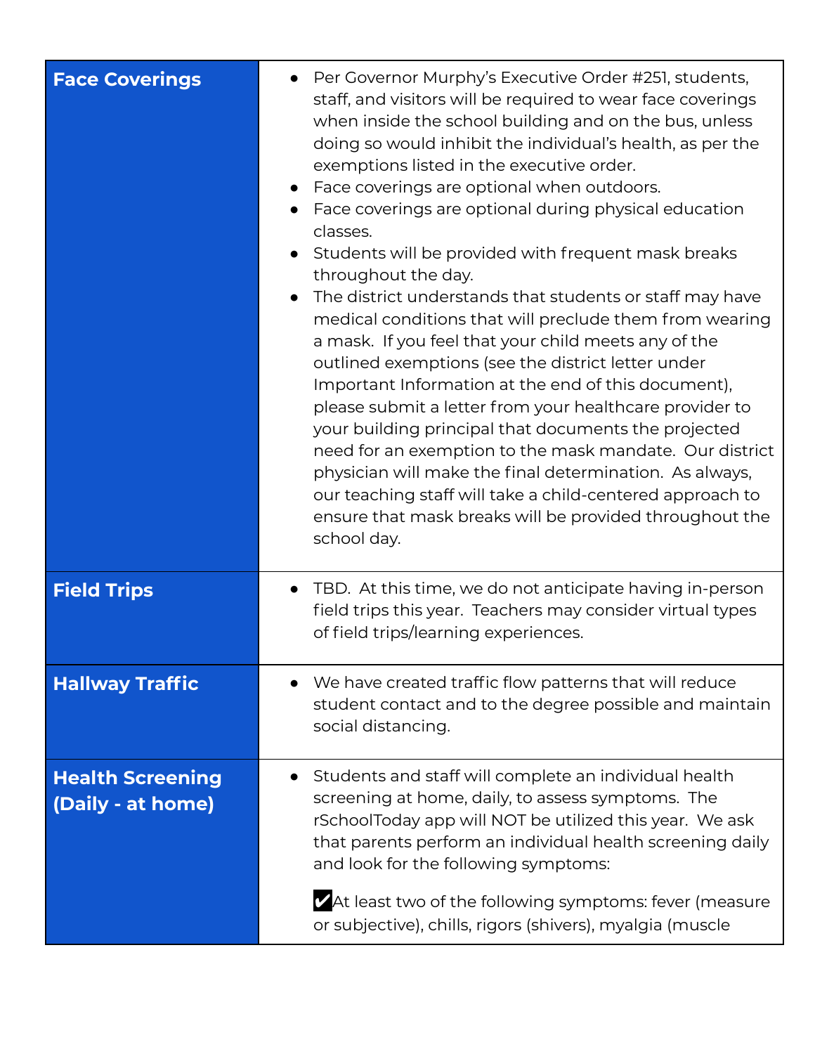| | |
|---|---|
| **Face Coverings** | • Per Governor Murphy's Executive Order #251, students, staff, and visitors will be required to wear face coverings when inside the school building and on the bus, unless doing so would inhibit the individual's health, as per the exemptions listed in the executive order.<br>• Face coverings are optional when outdoors.<br>• Face coverings are optional during physical education classes.<br>• Students will be provided with frequent mask breaks throughout the day.<br>• The district understands that students or staff may have medical conditions that will preclude them from wearing a mask. If you feel that your child meets any of the outlined exemptions (see the district letter under Important Information at the end of this document), please submit a letter from your healthcare provider to your building principal that documents the projected need for an exemption to the mask mandate. Our district physician will make the final determination. As always, our teaching staff will take a child-centered approach to ensure that mask breaks will be provided throughout the school day. |
| **Field Trips** | • TBD. At this time, we do not anticipate having in-person field trips this year. Teachers may consider virtual types of field trips/learning experiences. |
| **Hallway Traffic** | • We have created traffic flow patterns that will reduce student contact and to the degree possible and maintain social distancing. |
| **Health Screening (Daily - at home)** | • Students and staff will complete an individual health screening at home, daily, to assess symptoms. The rSchoolToday app will NOT be utilized this year. We ask that parents perform an individual health screening daily and look for the following symptoms:<br><br>✔At least two of the following symptoms: fever (measure or subjective), chills, rigors (shivers), myalgia (muscle |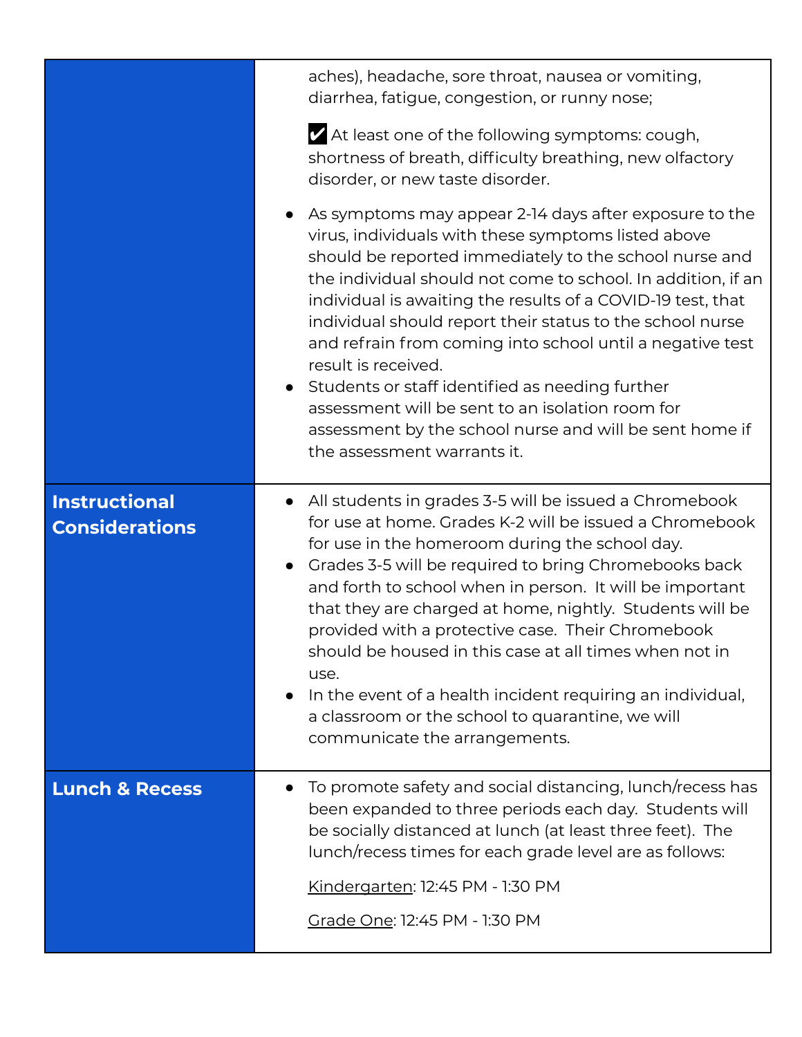| | |
|---|---|
| | aches), headache, sore throat, nausea or vomiting, diarrhea, fatigue, congestion, or runny nose;<br><br>✔ At least one of the following symptoms: cough, shortness of breath, difficulty breathing, new olfactory disorder, or new taste disorder.<br><br>● As symptoms may appear 2-14 days after exposure to the virus, individuals with these symptoms listed above should be reported immediately to the school nurse and the individual should not come to school. In addition, if an individual is awaiting the results of a COVID-19 test, that individual should report their status to the school nurse and refrain from coming into school until a negative test result is received.<br>● Students or staff identified as needing further assessment will be sent to an isolation room for assessment by the school nurse and will be sent home if the assessment warrants it. |
| **Instructional Considerations** | ● All students in grades 3-5 will be issued a Chromebook for use at home. Grades K-2 will be issued a Chromebook for use in the homeroom during the school day.<br>● Grades 3-5 will be required to bring Chromebooks back and forth to school when in person. It will be important that they are charged at home, nightly. Students will be provided with a protective case. Their Chromebook should be housed in this case at all times when not in use.<br>● In the event of a health incident requiring an individual, a classroom or the school to quarantine, we will communicate the arrangements. |
| **Lunch & Recess** | ● To promote safety and social distancing, lunch/recess has been expanded to three periods each day. Students will be socially distanced at lunch (at least three feet). The lunch/recess times for each grade level are as follows:<br><br><u>Kindergarten</u>: 12:45 PM - 1:30 PM<br><br><u>Grade One</u>: 12:45 PM - 1:30 PM |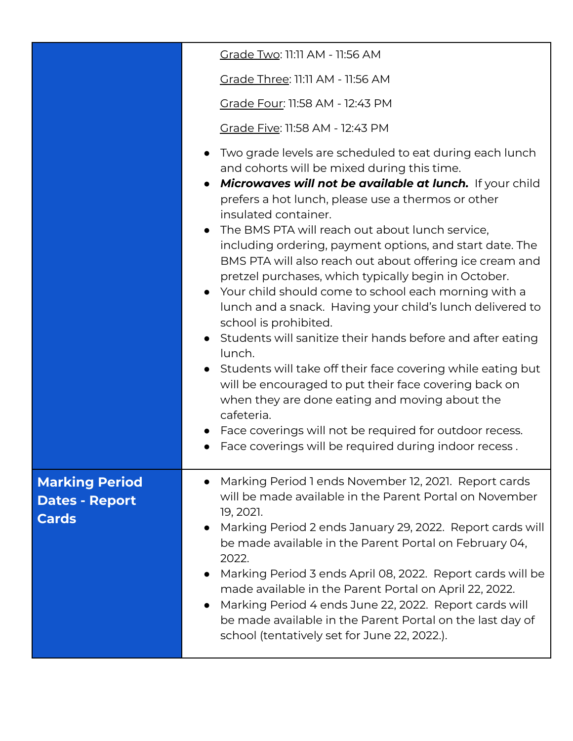| | |
|---|---|
| | <u>Grade Two</u>: 11:11 AM - 11:56 AM<br><br><u>Grade Three</u>: 11:11 AM - 11:56 AM<br><br><u>Grade Four</u>: 11:58 AM - 12:43 PM<br><br><u>Grade Five</u>: 11:58 AM - 12:43 PM<br><br>● Two grade levels are scheduled to eat during each lunch and cohorts will be mixed during this time.<br>● ***Microwaves will not be available at lunch.*** If your child prefers a hot lunch, please use a thermos or other insulated container.<br>● The BMS PTA will reach out about lunch service, including ordering, payment options, and start date. The BMS PTA will also reach out about offering ice cream and pretzel purchases, which typically begin in October.<br>● Your child should come to school each morning with a lunch and a snack. Having your child's lunch delivered to school is prohibited.<br>● Students will sanitize their hands before and after eating lunch.<br>● Students will take off their face covering while eating but will be encouraged to put their face covering back on when they are done eating and moving about the cafeteria.<br>● Face coverings will not be required for outdoor recess.<br>● Face coverings will be required during indoor recess . |
| **Marking Period Dates - Report Cards** | ● Marking Period 1 ends November 12, 2021. Report cards will be made available in the Parent Portal on November 19, 2021.<br>● Marking Period 2 ends January 29, 2022. Report cards will be made available in the Parent Portal on February 04, 2022.<br>● Marking Period 3 ends April 08, 2022. Report cards will be made available in the Parent Portal on April 22, 2022.<br>● Marking Period 4 ends June 22, 2022. Report cards will be made available in the Parent Portal on the last day of school (tentatively set for June 22, 2022.). |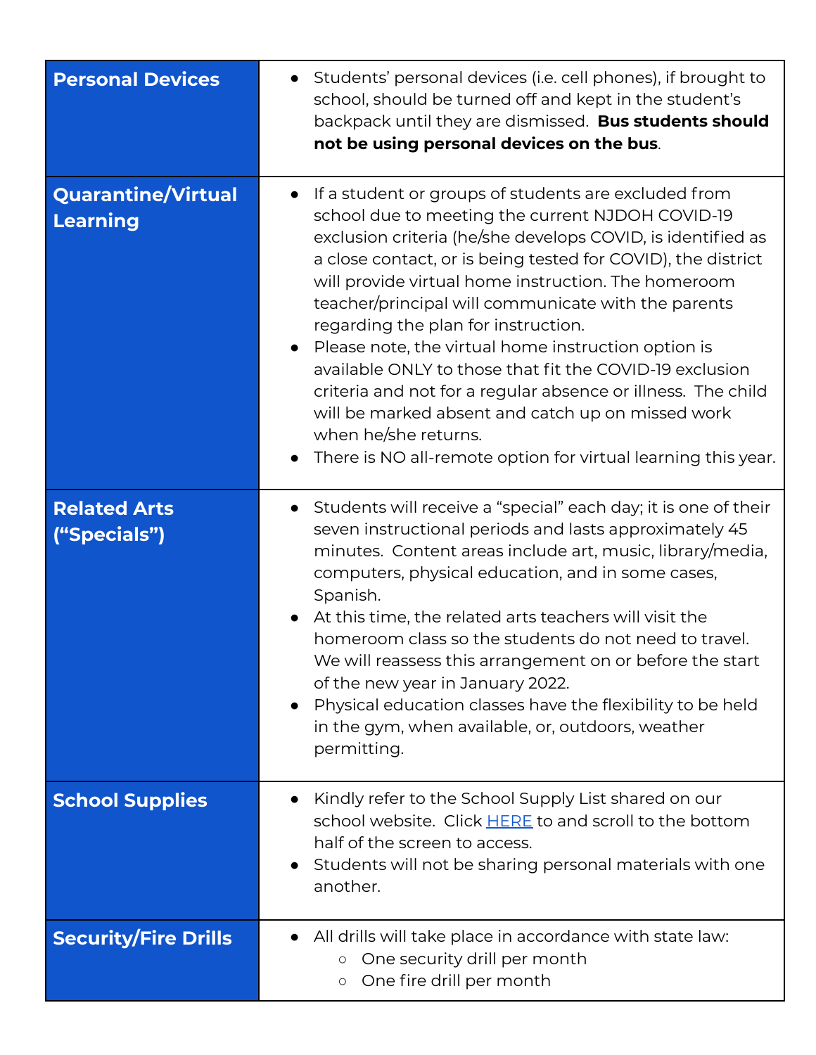| | |
|---|---|
| **Personal Devices** | • Students' personal devices (i.e. cell phones), if brought to school, should be turned off and kept in the student's backpack until they are dismissed. **Bus students should not be using personal devices on the bus**. |
| **Quarantine/Virtual Learning** | • If a student or groups of students are excluded from school due to meeting the current NJDOH COVID-19 exclusion criteria (he/she develops COVID, is identified as a close contact, or is being tested for COVID), the district will provide virtual home instruction. The homeroom teacher/principal will communicate with the parents regarding the plan for instruction.<br>• Please note, the virtual home instruction option is available ONLY to those that fit the COVID-19 exclusion criteria and not for a regular absence or illness. The child will be marked absent and catch up on missed work when he/she returns.<br>• There is NO all-remote option for virtual learning this year. |
| **Related Arts ("Specials")** | • Students will receive a "special" each day; it is one of their seven instructional periods and lasts approximately 45 minutes. Content areas include art, music, library/media, computers, physical education, and in some cases, Spanish.<br>• At this time, the related arts teachers will visit the homeroom class so the students do not need to travel. We will reassess this arrangement on or before the start of the new year in January 2022.<br>• Physical education classes have the flexibility to be held in the gym, when available, or, outdoors, weather permitting. |
| **School Supplies** | • Kindly refer to the School Supply List shared on our school website. Click HERE to and scroll to the bottom half of the screen to access.<br>• Students will not be sharing personal materials with one another. |
| **Security/Fire Drills** | • All drills will take place in accordance with state law:<br>  ○ One security drill per month<br>  ○ One fire drill per month |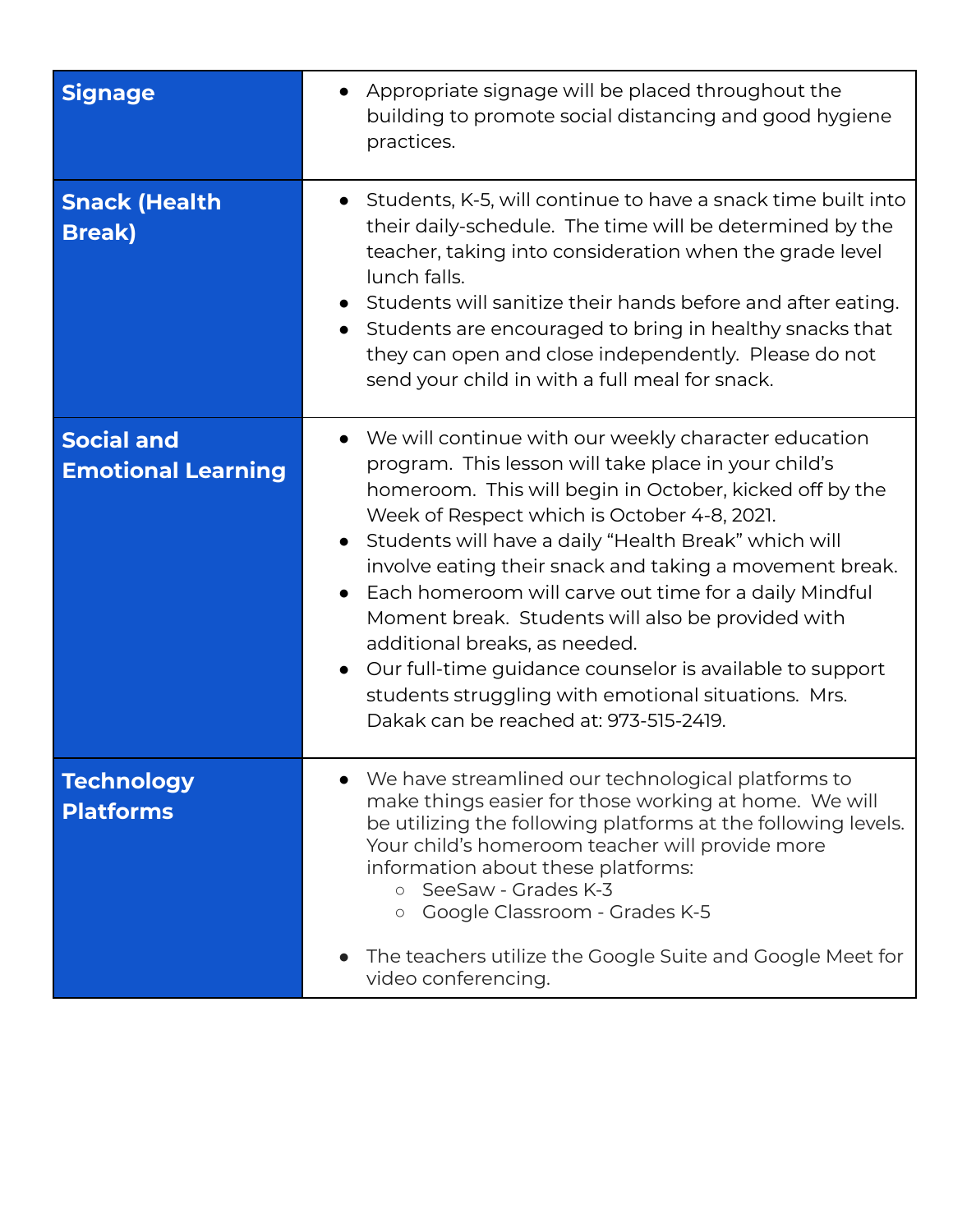| | |
|---|---|
| **Signage** | • Appropriate signage will be placed throughout the building to promote social distancing and good hygiene practices. |
| **Snack (Health Break)** | • Students, K-5, will continue to have a snack time built into their daily-schedule. The time will be determined by the teacher, taking into consideration when the grade level lunch falls.<br>• Students will sanitize their hands before and after eating.<br>• Students are encouraged to bring in healthy snacks that they can open and close independently. Please do not send your child in with a full meal for snack. |
| **Social and Emotional Learning** | • We will continue with our weekly character education program. This lesson will take place in your child's homeroom. This will begin in October, kicked off by the Week of Respect which is October 4-8, 2021.<br>• Students will have a daily "Health Break" which will involve eating their snack and taking a movement break.<br>• Each homeroom will carve out time for a daily Mindful Moment break. Students will also be provided with additional breaks, as needed.<br>• Our full-time guidance counselor is available to support students struggling with emotional situations. Mrs. Dakak can be reached at: 973-515-2419. |
| **Technology Platforms** | • We have streamlined our technological platforms to make things easier for those working at home. We will be utilizing the following platforms at the following levels. Your child's homeroom teacher will provide more information about these platforms:<br>&nbsp;&nbsp;&nbsp;&nbsp;○ SeeSaw - Grades K-3<br>&nbsp;&nbsp;&nbsp;&nbsp;○ Google Classroom - Grades K-5<br><br>• The teachers utilize the Google Suite and Google Meet for video conferencing. |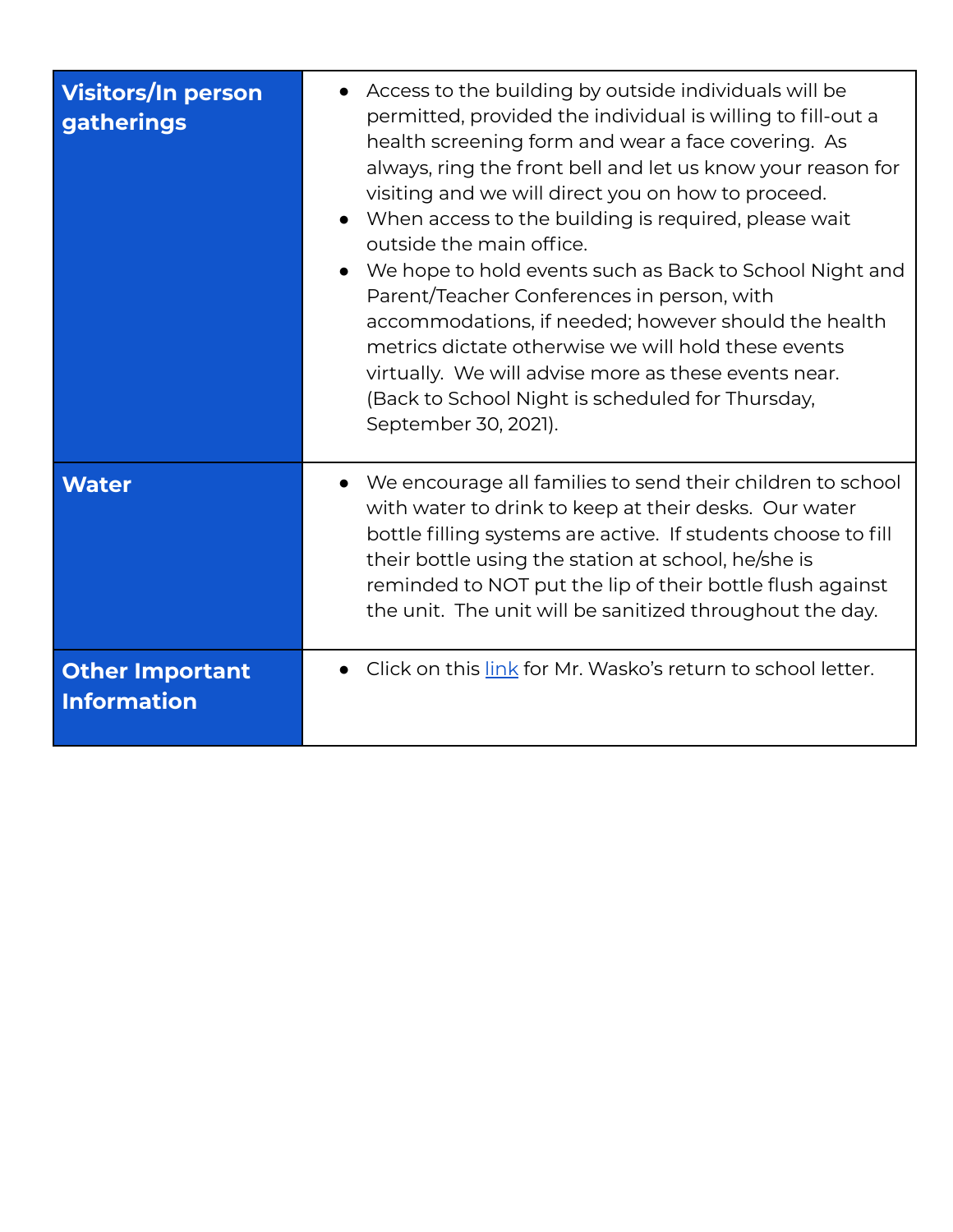| **Visitors/In person gatherings** | • Access to the building by outside individuals will be permitted, provided the individual is willing to fill-out a health screening form and wear a face covering. As always, ring the front bell and let us know your reason for visiting and we will direct you on how to proceed.<br>• When access to the building is required, please wait outside the main office.<br>• We hope to hold events such as Back to School Night and Parent/Teacher Conferences in person, with accommodations, if needed; however should the health metrics dictate otherwise we will hold these events virtually. We will advise more as these events near. (Back to School Night is scheduled for Thursday, September 30, 2021). |
|---|---|
| **Water** | • We encourage all families to send their children to school with water to drink to keep at their desks. Our water bottle filling systems are active. If students choose to fill their bottle using the station at school, he/she is reminded to NOT put the lip of their bottle flush against the unit. The unit will be sanitized throughout the day. |
| **Other Important Information** | • Click on this link for Mr. Wasko's return to school letter. |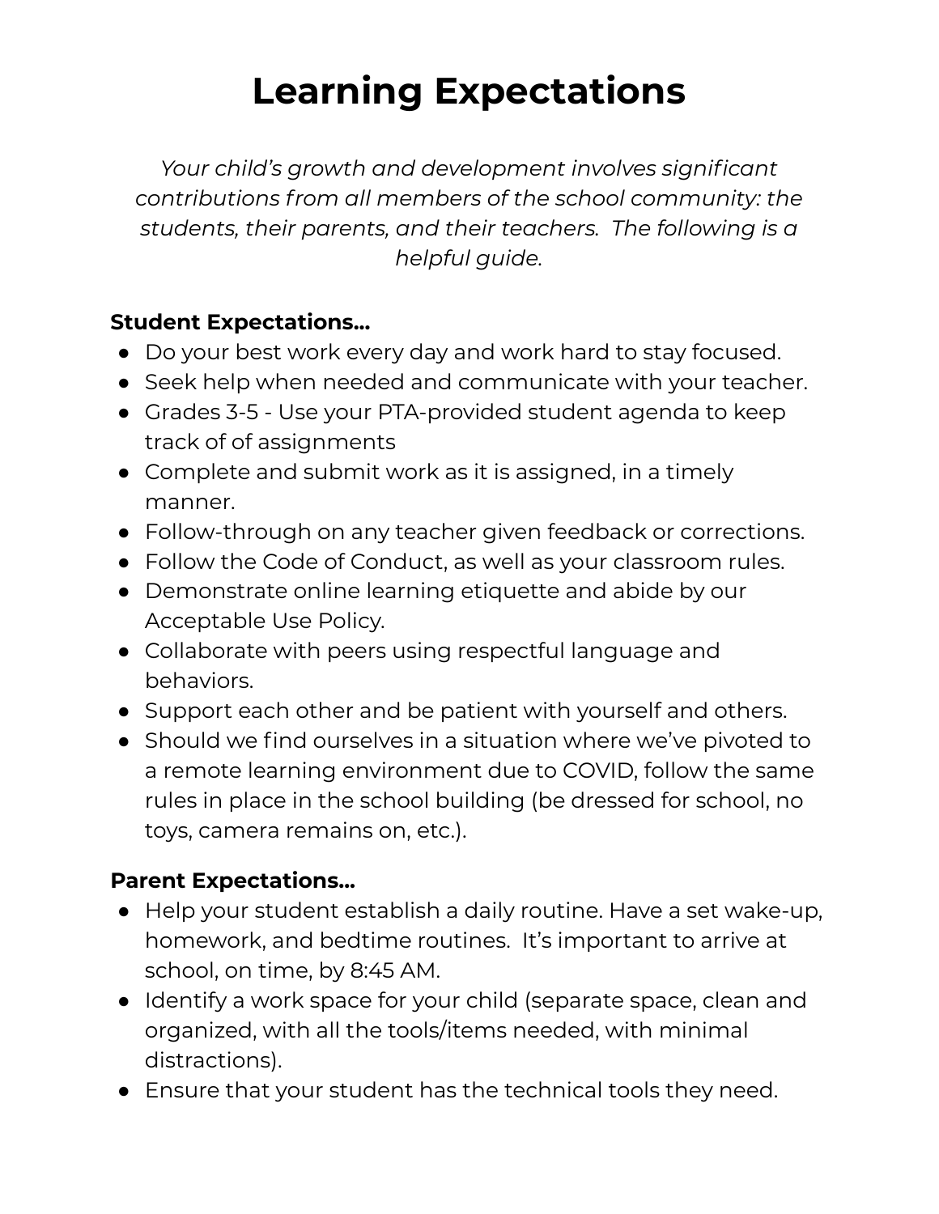# Learning Expectations

*Your child's growth and development involves significant contributions from all members of the school community: the students, their parents, and their teachers. The following is a helpful guide.*

**Student Expectations...**

- Do your best work every day and work hard to stay focused.
- Seek help when needed and communicate with your teacher.
- Grades 3-5 - Use your PTA-provided student agenda to keep track of of assignments
- Complete and submit work as it is assigned, in a timely manner.
- Follow-through on any teacher given feedback or corrections.
- Follow the Code of Conduct, as well as your classroom rules.
- Demonstrate online learning etiquette and abide by our Acceptable Use Policy.
- Collaborate with peers using respectful language and behaviors.
- Support each other and be patient with yourself and others.
- Should we find ourselves in a situation where we've pivoted to a remote learning environment due to COVID, follow the same rules in place in the school building (be dressed for school, no toys, camera remains on, etc.).

**Parent Expectations...**

- Help your student establish a daily routine. Have a set wake-up, homework, and bedtime routines. It's important to arrive at school, on time, by 8:45 AM.
- Identify a work space for your child (separate space, clean and organized, with all the tools/items needed, with minimal distractions).
- Ensure that your student has the technical tools they need.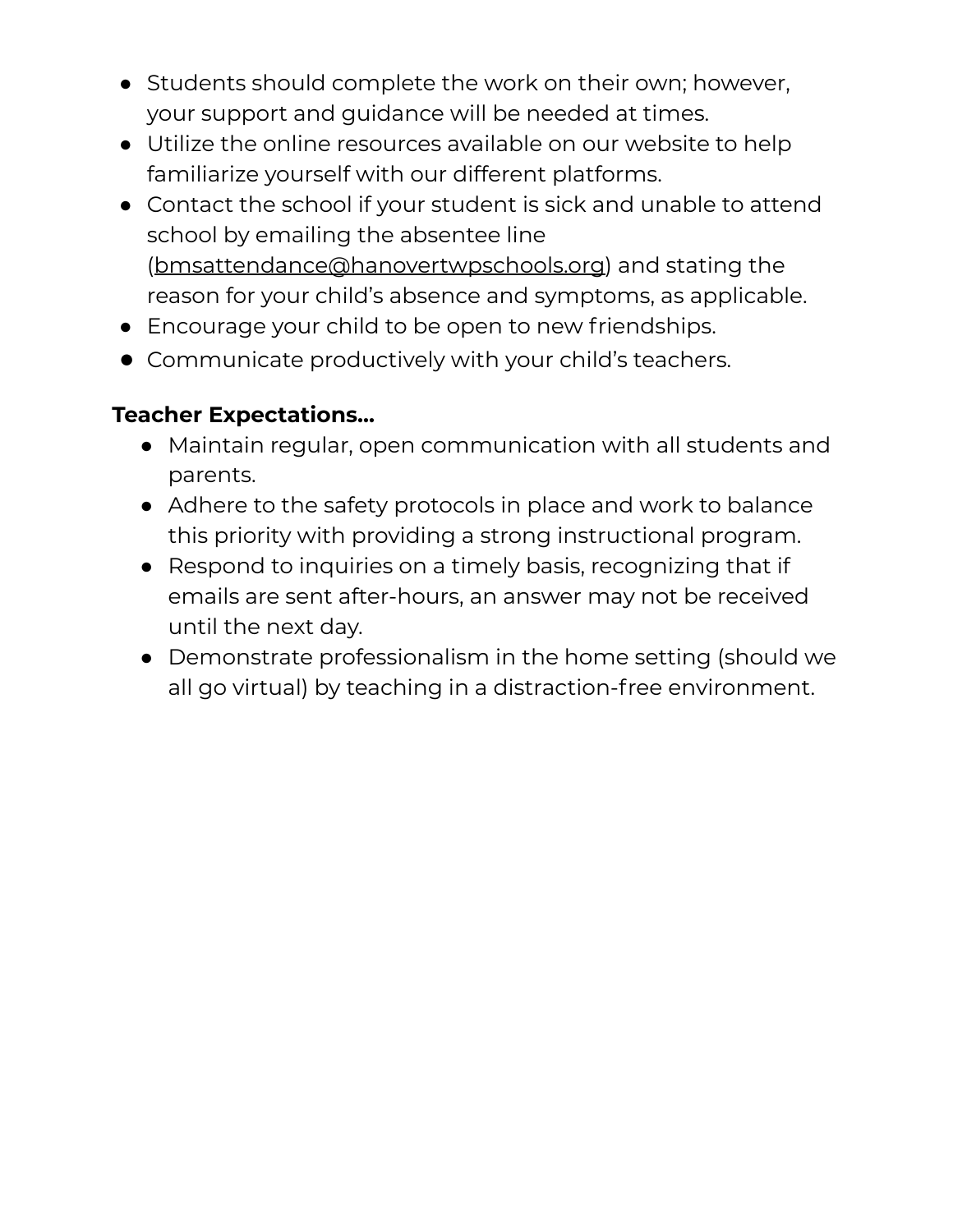- Students should complete the work on their own; however, your support and guidance will be needed at times.
- Utilize the online resources available on our website to help familiarize yourself with our different platforms.
- Contact the school if your student is sick and unable to attend school by emailing the absentee line (bmsattendance@hanovertwpschools.org) and stating the reason for your child's absence and symptoms, as applicable.
- Encourage your child to be open to new friendships.
- Communicate productively with your child's teachers.

**Teacher Expectations…**

- Maintain regular, open communication with all students and parents.
- Adhere to the safety protocols in place and work to balance this priority with providing a strong instructional program.
- Respond to inquiries on a timely basis, recognizing that if emails are sent after-hours, an answer may not be received until the next day.
- Demonstrate professionalism in the home setting (should we all go virtual) by teaching in a distraction-free environment.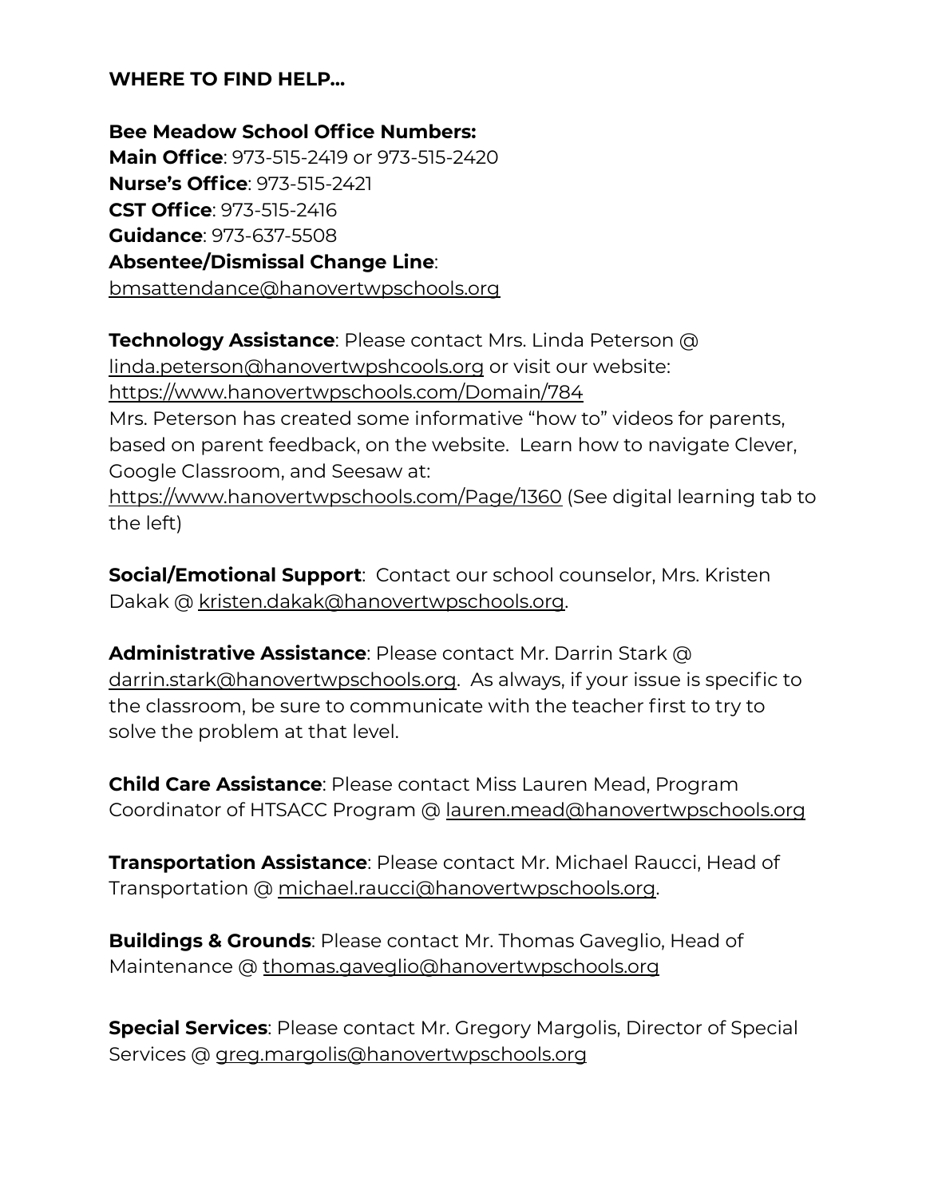**WHERE TO FIND HELP…**

**Bee Meadow School Office Numbers:**
**Main Office**: 973-515-2419 or 973-515-2420
**Nurse's Office**: 973-515-2421
**CST Office**: 973-515-2416
**Guidance**: 973-637-5508
**Absentee/Dismissal Change Line**:
bmsattendance@hanovertwpschools.org

**Technology Assistance**: Please contact Mrs. Linda Peterson @ linda.peterson@hanovertwpshcools.org or visit our website: https://www.hanovertwpschools.com/Domain/784
Mrs. Peterson has created some informative "how to" videos for parents, based on parent feedback, on the website. Learn how to navigate Clever, Google Classroom, and Seesaw at:
https://www.hanovertwpschools.com/Page/1360 (See digital learning tab to the left)

**Social/Emotional Support**: Contact our school counselor, Mrs. Kristen Dakak @ kristen.dakak@hanovertwpschools.org.

**Administrative Assistance**: Please contact Mr. Darrin Stark @ darrin.stark@hanovertwpschools.org. As always, if your issue is specific to the classroom, be sure to communicate with the teacher first to try to solve the problem at that level.

**Child Care Assistance**: Please contact Miss Lauren Mead, Program Coordinator of HTSACC Program @ lauren.mead@hanovertwpschools.org

**Transportation Assistance**: Please contact Mr. Michael Raucci, Head of Transportation @ michael.raucci@hanovertwpschools.org.

**Buildings & Grounds**: Please contact Mr. Thomas Gaveglio, Head of Maintenance @ thomas.gaveglio@hanovertwpschools.org

**Special Services**: Please contact Mr. Gregory Margolis, Director of Special Services @ greg.margolis@hanovertwpschools.org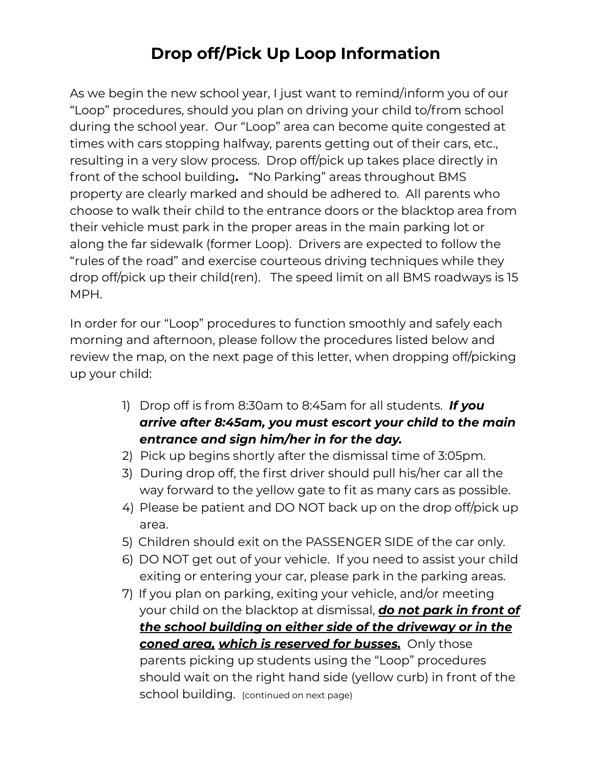# Drop off/Pick Up Loop Information

As we begin the new school year, I just want to remind/inform you of our "Loop" procedures, should you plan on driving your child to/from school during the school year. Our "Loop" area can become quite congested at times with cars stopping halfway, parents getting out of their cars, etc., resulting in a very slow process. Drop off/pick up takes place directly in front of the school building**.** "No Parking" areas throughout BMS property are clearly marked and should be adhered to. All parents who choose to walk their child to the entrance doors or the blacktop area from their vehicle must park in the proper areas in the main parking lot or along the far sidewalk (former Loop). Drivers are expected to follow the "rules of the road" and exercise courteous driving techniques while they drop off/pick up their child(ren). The speed limit on all BMS roadways is 15 MPH.

In order for our "Loop" procedures to function smoothly and safely each morning and afternoon, please follow the procedures listed below and review the map, on the next page of this letter, when dropping off/picking up your child:

1) Drop off is from 8:30am to 8:45am for all students. ***If you arrive after 8:45am, you must escort your child to the main entrance and sign him/her in for the day.***
2) Pick up begins shortly after the dismissal time of 3:05pm.
3) During drop off, the first driver should pull his/her car all the way forward to the yellow gate to fit as many cars as possible.
4) Please be patient and DO NOT back up on the drop off/pick up area.
5) Children should exit on the PASSENGER SIDE of the car only.
6) DO NOT get out of your vehicle. If you need to assist your child exiting or entering your car, please park in the parking areas.
7) If you plan on parking, exiting your vehicle, and/or meeting your child on the blacktop at dismissal, ***<u>do not park in front of the school building on either side of the driveway or in the coned area, which is reserved for busses.</u>*** Only those parents picking up students using the "Loop" procedures should wait on the right hand side (yellow curb) in front of the school building. (continued on next page)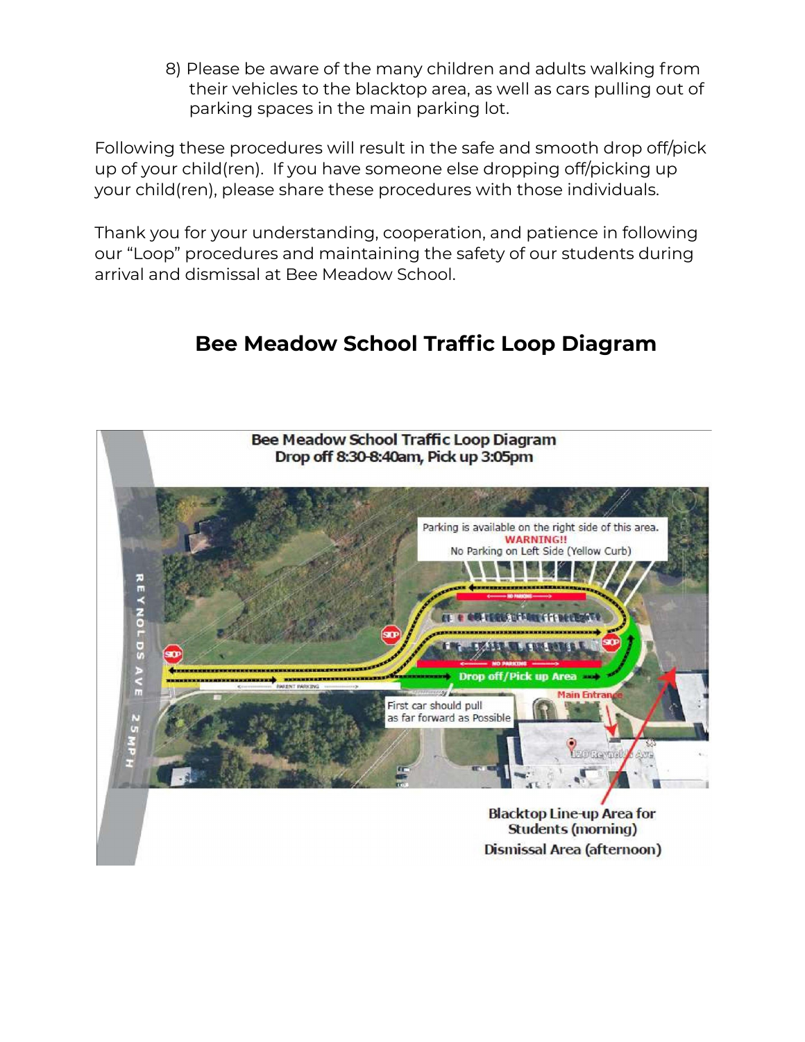8) Please be aware of the many children and adults walking from their vehicles to the blacktop area, as well as cars pulling out of parking spaces in the main parking lot.

Following these procedures will result in the safe and smooth drop off/pick up of your child(ren). If you have someone else dropping off/picking up your child(ren), please share these procedures with those individuals.

Thank you for your understanding, cooperation, and patience in following our "Loop" procedures and maintaining the safety of our students during arrival and dismissal at Bee Meadow School.

## Bee Meadow School Traffic Loop Diagram

Bee Meadow School Traffic Loop Diagram
Drop off 8:30-8:40am, Pick up 3:05pm

Parking is available on the right side of this area.
WARNING!!
No Parking on Left Side (Yellow Curb)

NO PARKING

NO PARKING

Drop off/Pick up Area

PARENT PARKING

First car should pull as far forward as Possible

Main Entrance

REYNOLDS AVE

25 MPH

120 Reynolds Ave

Blacktop Line-up Area for Students (morning)
Dismissal Area (afternoon)